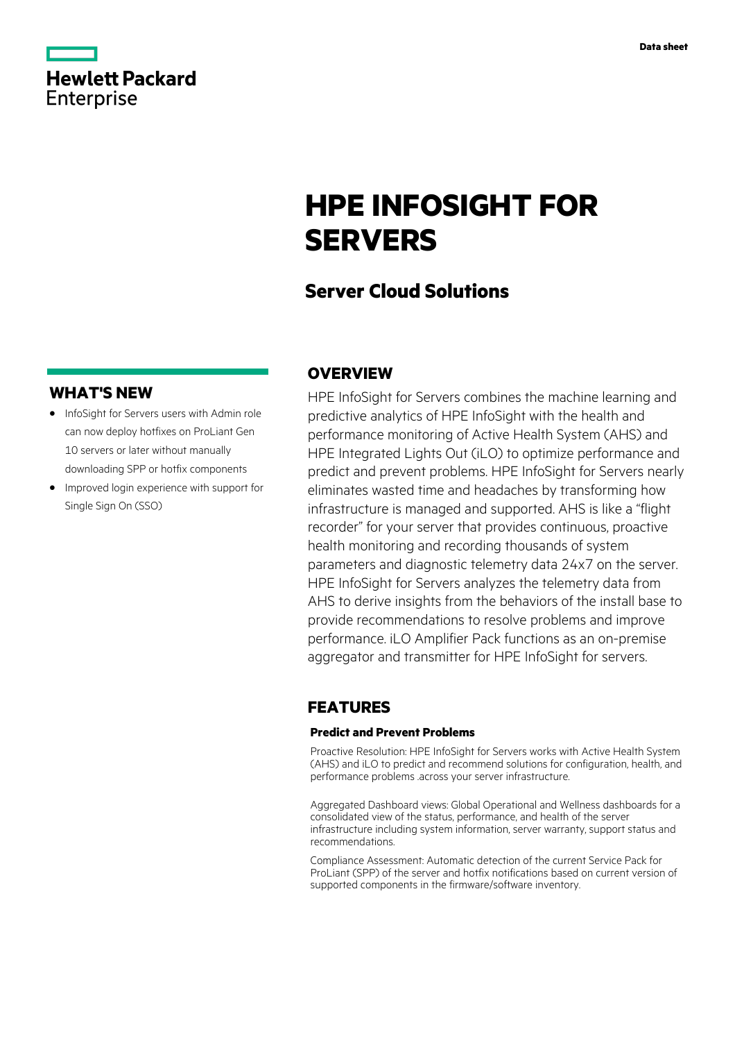Data sheet

# HPE INFOSIGHT FOR SERVERS

## Server Cloud Solutions

## WHAT'S NEW

- InfoSight for Servers users with Admin role can now deploy hotfixes on ProLiant Gen 10 servers or later without manually downloading SPP or hotfix components
- Improved login experience with support for Single Sign On (SSO)

## OVERVIEW

HPE InfoSight for Servers combines the machine learning and predictive analytics of HPE InfoSight with the health and performance monitoring of Active Health System (AHS) and HPE Integrated Lights Out (iLO) to optimize performance and predict and prevent problems. HPE InfoSight for Servers nearly eliminates wasted time and headaches by transforming how infrastructure is managed and supported. AHS is like a “flight recorder” for your server that provides continuous, proactive health monitoring and recording thousands of system parameters and diagnostic telemetry data 24x7 on the server. HPE InfoSight for Servers analyzes the telemetry data from AHS to derive insights from the behaviors of the install base to provide recommendations to resolve problems and improve performance. iLO Amplifier Pack functions as an on-premise aggregator and transmitter for HPE InfoSight for servers.

## FEATURES

### Predict and Prevent Problems

Proactive Resolution: HPE InfoSight for Servers works with Active Health System (AHS) and iLO to predict and recommend solutions for configuration, health, and performance problems .across your server infrastructure.

Aggregated Dashboard views: Global Operational and Wellness dashboards for a consolidated view of the status, performance, and health of the server infrastructure including system information, server warranty, support status and recommendations.

Compliance Assessment: Automatic detection of the current Service Pack for ProLiant (SPP) of the server and hotfix notifications based on current version of supported components in the firmware/software inventory.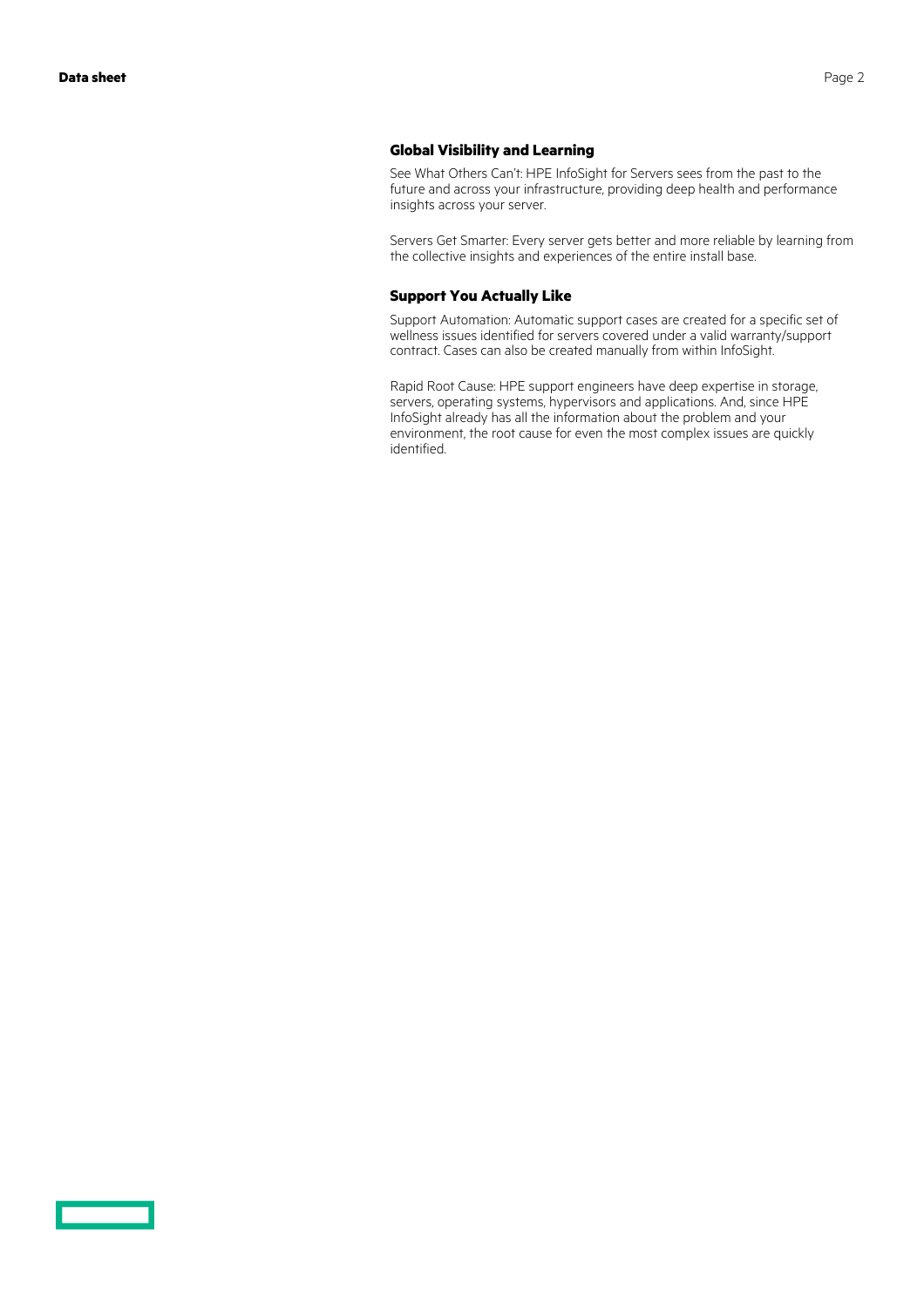### Global Visibility and Learning

See What Others Can't: HPE InfoSight for Servers sees from the past to the future and across your infrastructure, providing deep health and performance insights across your server.

Servers Get Smarter: Every server gets better and more reliable by learning from the collective insights and experiences of the entire install base.

### Support You Actually Like

Support Automation: Automatic support cases are created for a specific set of wellness issues identified for servers covered under a valid warranty/support contract. Cases can also be created manually from within InfoSight.

Rapid Root Cause: HPE support engineers have deep expertise in storage, servers, operating systems, hypervisors and applications. And, since HPE InfoSight already has all the information about the problem and your environment, the root cause for even the most complex issues are quickly identified.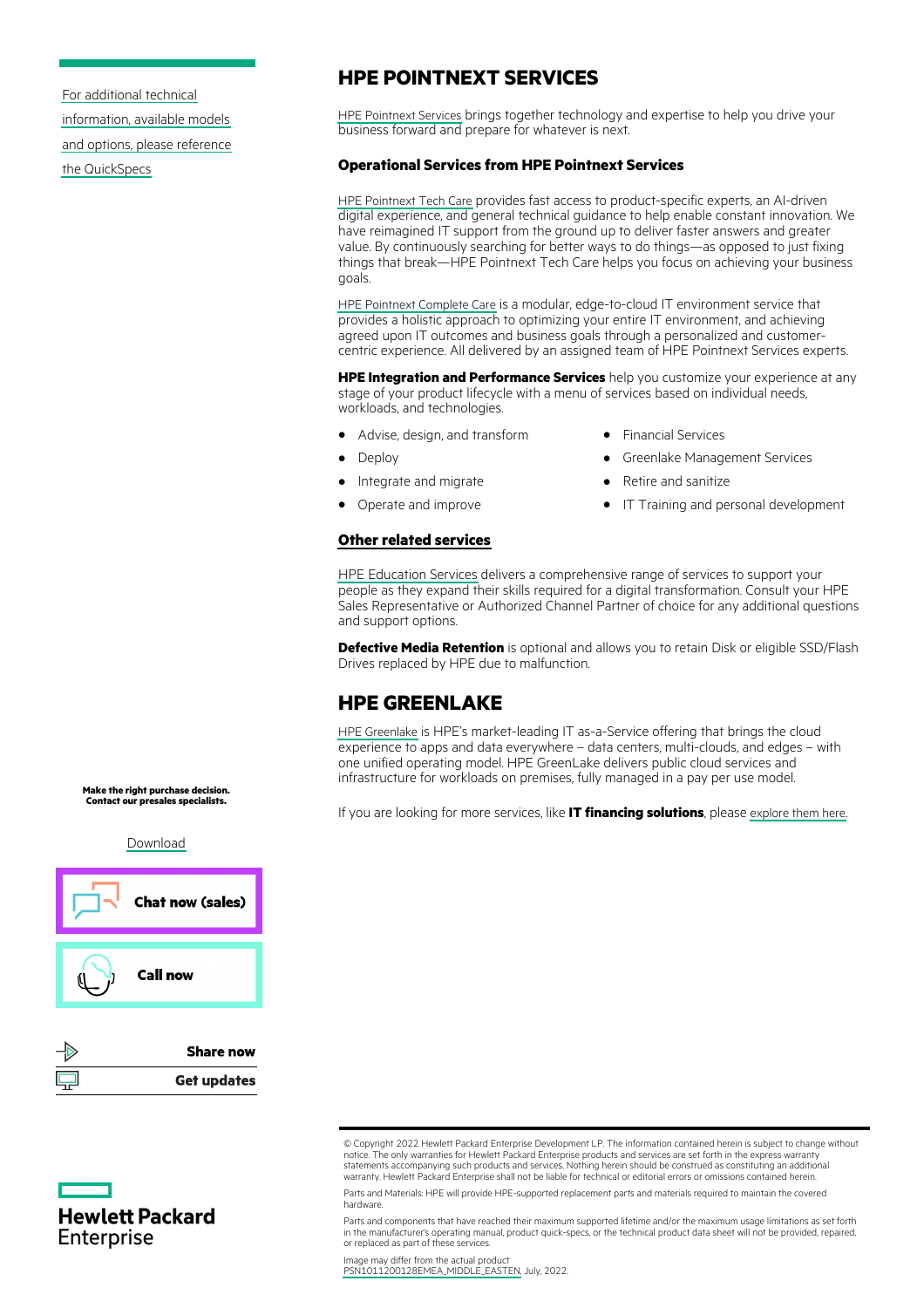For additional technical information, available models and options, please reference the QuickSpecs

# HPE POINTNEXT SERVICES

HPE Pointnext Services brings together technology and expertise to help you drive your business forward and prepare for whatever is next.

### Operational Services from HPE Pointnext Services

HPE Pointnext Tech Care provides fast access to product-specific experts, an AI-driven digital experience, and general technical guidance to help enable constant innovation. We have reimagined IT support from the ground up to deliver faster answers and greater value. By continuously searching for better ways to do things—as opposed to just fixing things that break—HPE Pointnext Tech Care helps you focus on achieving your business goals.

HPE Pointnext Complete Care is a modular, edge-to-cloud IT environment service that provides a holistic approach to optimizing your entire IT environment, and achieving agreed upon IT outcomes and business goals through a personalized and customer-centric experience. All delivered by an assigned team of HPE Pointnext Services experts.

**HPE Integration and Performance Services** help you customize your experience at any stage of your product lifecycle with a menu of services based on individual needs, workloads, and technologies.

- Advise, design, and transform
- Deploy
- Integrate and migrate
- Operate and improve
- Financial Services
- Greenlake Management Services
- Retire and sanitize
- IT Training and personal development

### Other related services

HPE Education Services delivers a comprehensive range of services to support your people as they expand their skills required for a digital transformation. Consult your HPE Sales Representative or Authorized Channel Partner of choice for any additional questions and support options.

**Defective Media Retention** is optional and allows you to retain Disk or eligible SSD/Flash Drives replaced by HPE due to malfunction.

# HPE GREENLAKE

HPE Greenlake is HPE's market-leading IT as-a-Service offering that brings the cloud experience to apps and data everywhere – data centers, multi-clouds, and edges – with one unified operating model. HPE GreenLake delivers public cloud services and infrastructure for workloads on premises, fully managed in a pay per use model.

If you are looking for more services, like **IT financing solutions**, please explore them here.

**Make the right purchase decision. Contact our presales specialists.**

Download

**Chat now (sales)**

**Call now**

**Share now**

**Get updates**

Hewlett Packard Enterprise

© Copyright 2022 Hewlett Packard Enterprise Development LP. The information contained herein is subject to change without notice. The only warranties for Hewlett Packard Enterprise products and services are set forth in the express warranty statements accompanying such products and services. Nothing herein should be construed as constituting an additional warranty. Hewlett Packard Enterprise shall not be liable for technical or editorial errors or omissions contained herein.

Parts and Materials: HPE will provide HPE-supported replacement parts and materials required to maintain the covered hardware.

Parts and components that have reached their maximum supported lifetime and/or the maximum usage limitations as set forth in the manufacturer's operating manual, product quick-specs, or the technical product data sheet will not be provided, repaired, or replaced as part of these services.

Image may differ from the actual product
PSN1011200128EMEA_MIDDLE_EASTEN, July, 2022.